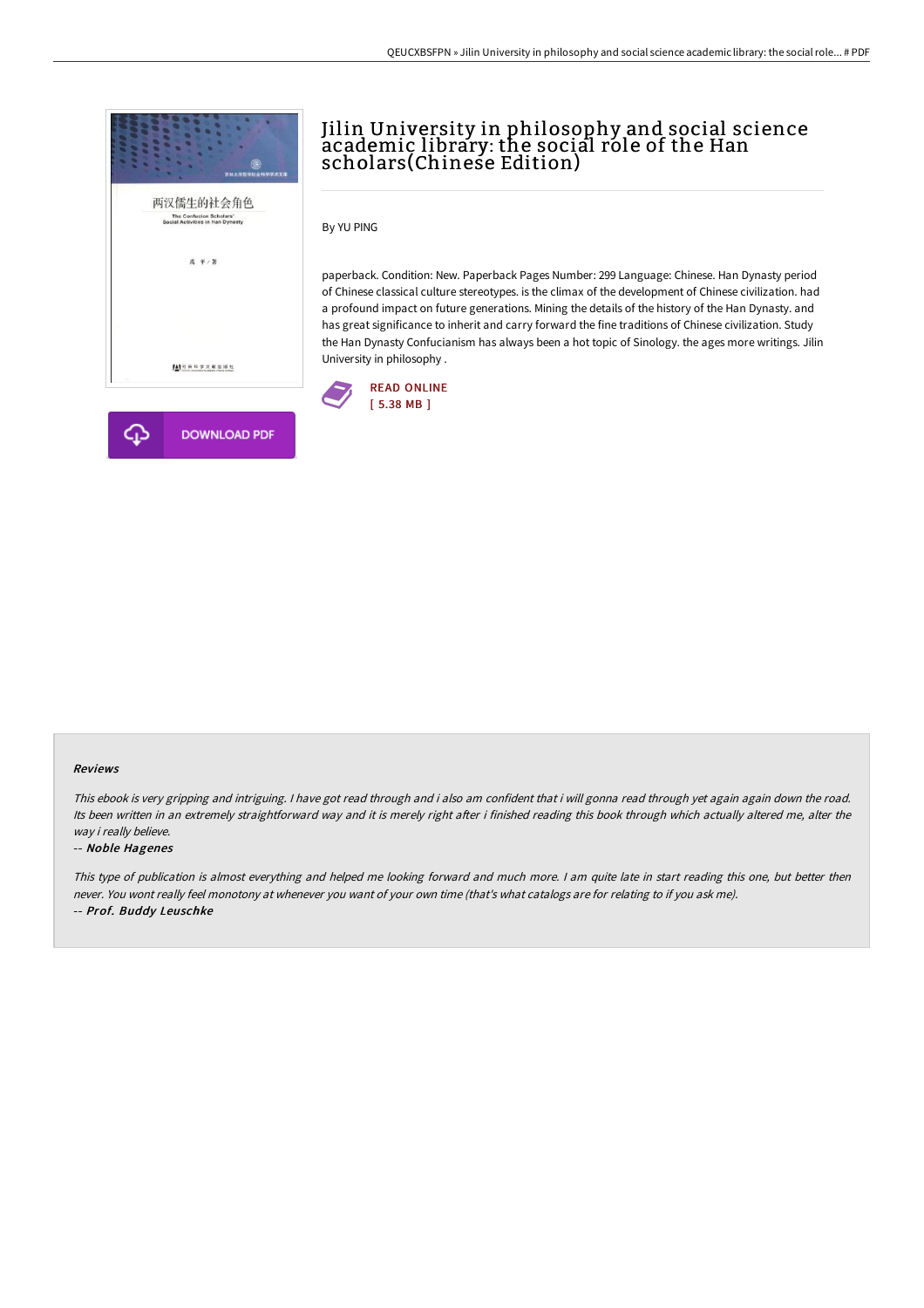# Jilin University in philosophy and social science academic library: the social role of the Han scholars(Chinese Edition)

By YU PING

paperback. Condition: New. Paperback Pages Number: 299 Language: Chinese. Han Dynasty period of Chinese classical culture stereotypes. is the climax of the development of Chinese civilization. had a profound impact on future generations. Mining the details of the history of the Han Dynasty. and has great significance to inherit and carry forward the fine traditions of Chinese civilization. Study the Han Dynasty Confucianism has always been a hot topic of Sinology. the ages more writings. Jilin University in philosophy .

READ ONLINE
[ 5.38 MB ]

DOWNLOAD PDF

### Reviews

*This ebook is very gripping and intriguing. I have got read through and i also am confident that i will gonna read through yet again again down the road. Its been written in an extremely straightforward way and it is merely right after i finished reading this book through which actually altered me, alter the way i really believe.*

-- ***Noble Hagenes***

*This type of publication is almost everything and helped me looking forward and much more. I am quite late in start reading this one, but better then never. You wont really feel monotony at whenever you want of your own time (that's what catalogs are for relating to if you ask me).*

-- ***Prof. Buddy Leuschke***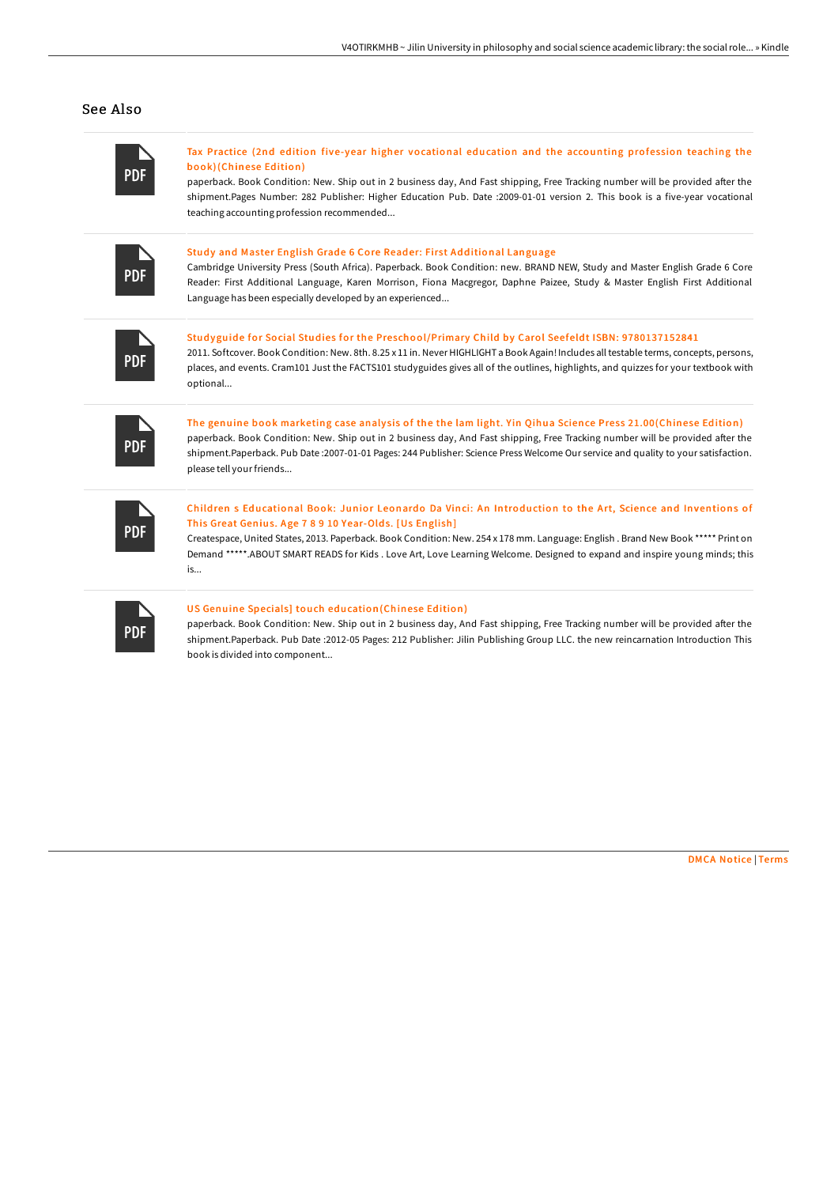## See Also

**Tax Practice (2nd edition five-year higher vocational education and the accounting profession teaching the book)(Chinese Edition)**

paperback. Book Condition: New. Ship out in 2 business day, And Fast shipping, Free Tracking number will be provided after the shipment.Pages Number: 282 Publisher: Higher Education Pub. Date :2009-01-01 version 2. This book is a five-year vocational teaching accounting profession recommended...

**Study and Master English Grade 6 Core Reader: First Additional Language**

Cambridge University Press (South Africa). Paperback. Book Condition: new. BRAND NEW, Study and Master English Grade 6 Core Reader: First Additional Language, Karen Morrison, Fiona Macgregor, Daphne Paizee, Study & Master English First Additional Language has been especially developed by an experienced...

**Studyguide for Social Studies for the Preschool/Primary Child by Carol Seefeldt ISBN: 9780137152841**

2011. Softcover. Book Condition: New. 8th. 8.25 x 11 in. Never HIGHLIGHT a Book Again! Includes all testable terms, concepts, persons, places, and events. Cram101 Just the FACTS101 studyguides gives all of the outlines, highlights, and quizzes for your textbook with optional...

**The genuine book marketing case analysis of the the lam light. Yin Qihua Science Press 21.00(Chinese Edition)**

paperback. Book Condition: New. Ship out in 2 business day, And Fast shipping, Free Tracking number will be provided after the shipment.Paperback. Pub Date :2007-01-01 Pages: 244 Publisher: Science Press Welcome Our service and quality to your satisfaction. please tell your friends...

**Children s Educational Book: Junior Leonardo Da Vinci: An Introduction to the Art, Science and Inventions of This Great Genius. Age 7 8 9 10 Year-Olds. [Us English]**

Createspace, United States, 2013. Paperback. Book Condition: New. 254 x 178 mm. Language: English . Brand New Book ***** Print on Demand *****.ABOUT SMART READS for Kids . Love Art, Love Learning Welcome. Designed to expand and inspire young minds; this is...

**US Genuine Specials] touch education(Chinese Edition)**

paperback. Book Condition: New. Ship out in 2 business day, And Fast shipping, Free Tracking number will be provided after the shipment.Paperback. Pub Date :2012-05 Pages: 212 Publisher: Jilin Publishing Group LLC. the new reincarnation Introduction This book is divided into component...